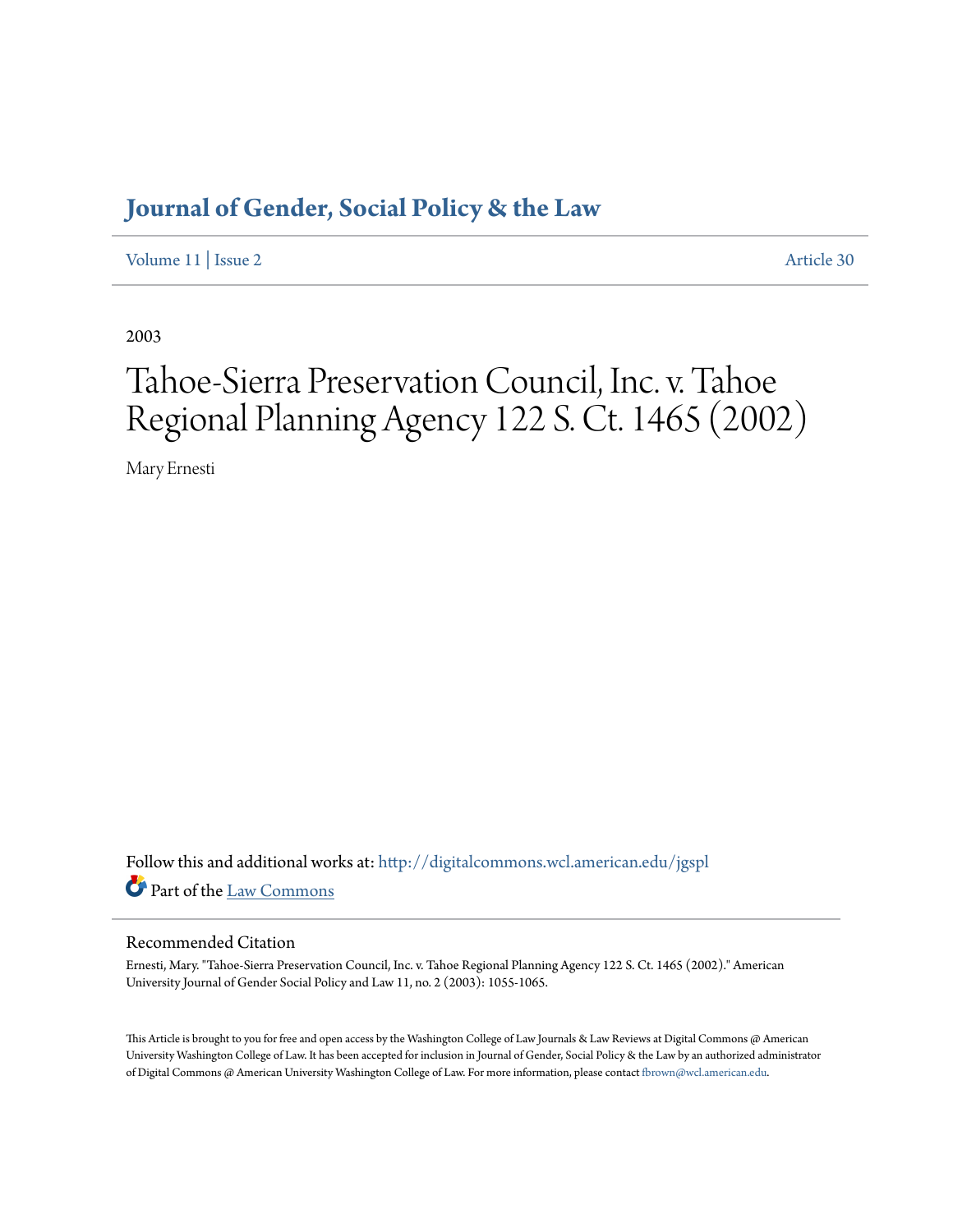# Journal of Gender, Social Policy & the Law

Volume 11 | Issue 2 Article 30

2003

# Tahoe-Sierra Preservation Council, Inc. v. Tahoe Regional Planning Agency 122 S. Ct. 1465 (2002)

Mary Ernesti

Follow this and additional works at: http://digitalcommons.wcl.american.edu/jgspl

Part of the Law Commons

## Recommended Citation

Ernesti, Mary. "Tahoe-Sierra Preservation Council, Inc. v. Tahoe Regional Planning Agency 122 S. Ct. 1465 (2002)." American University Journal of Gender Social Policy and Law 11, no. 2 (2003): 1055-1065.

This Article is brought to you for free and open access by the Washington College of Law Journals & Law Reviews at Digital Commons @ American University Washington College of Law. It has been accepted for inclusion in Journal of Gender, Social Policy & the Law by an authorized administrator of Digital Commons @ American University Washington College of Law. For more information, please contact fbrown@wcl.american.edu.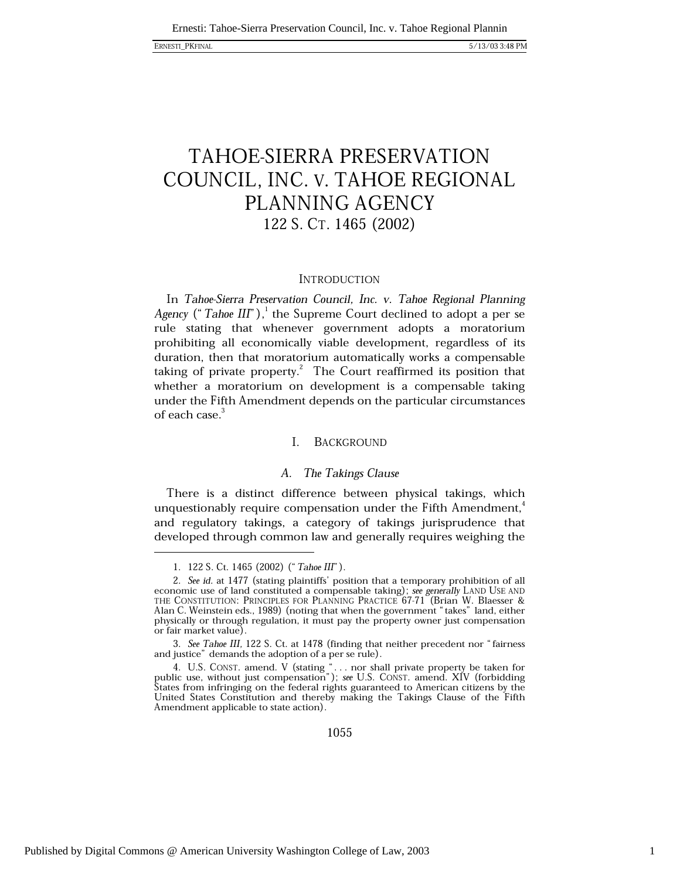# TAHOE-SIERRA PRESERVATION COUNCIL, INC. V. TAHOE REGIONAL PLANNING AGENCY

## 122 S. CT. 1465 (2002)

### INTRODUCTION

In *Tahoe-Sierra Preservation Council, Inc. v. Tahoe Regional Planning Agency* ("*Tahoe III*"),[1] the Supreme Court declined to adopt a per se rule stating that whenever government adopts a moratorium prohibiting all economically viable development, regardless of its duration, then that moratorium automatically works a compensable taking of private property.[2] The Court reaffirmed its position that whether a moratorium on development is a compensable taking under the Fifth Amendment depends on the particular circumstances of each case.[3]

### I. BACKGROUND

#### *A. The Takings Clause*

There is a distinct difference between physical takings, which unquestionably require compensation under the Fifth Amendment,[4] and regulatory takings, a category of takings jurisprudence that developed through common law and generally requires weighing the

---

1. 122 S. Ct. 1465 (2002) ("*Tahoe III*").

2. *See id.* at 1477 (stating plaintiffs' position that a temporary prohibition of all economic use of land constituted a compensable taking); *see generally* LAND USE AND THE CONSTITUTION: PRINCIPLES FOR PLANNING PRACTICE 67-71 (Brian W. Blaesser & Alan C. Weinstein eds., 1989) (noting that when the government "takes" land, either physically or through regulation, it must pay the property owner just compensation or fair market value).

3. *See Tahoe III*, 122 S. Ct. at 1478 (finding that neither precedent nor "fairness and justice" demands the adoption of a per se rule).

4. U.S. CONST. amend. V (stating ". . . nor shall private property be taken for public use, without just compensation"); *see* U.S. CONST. amend. XIV (forbidding States from infringing on the federal rights guaranteed to American citizens by the United States Constitution and thereby making the Takings Clause of the Fifth Amendment applicable to state action).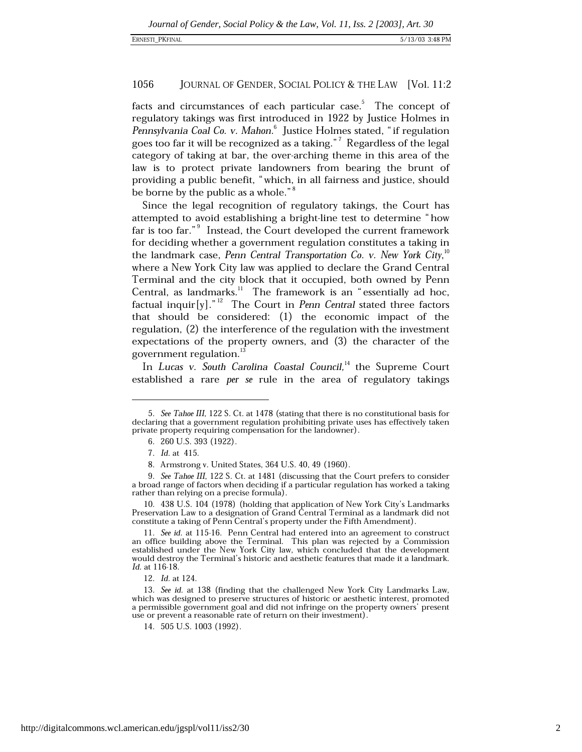facts and circumstances of each particular case.[5] The concept of regulatory takings was first introduced in 1922 by Justice Holmes in *Pennsylvania Coal Co. v. Mahon*.[6] Justice Holmes stated, "if regulation goes too far it will be recognized as a taking."[7] Regardless of the legal category of taking at bar, the over-arching theme in this area of the law is to protect private landowners from bearing the brunt of providing a public benefit, "which, in all fairness and justice, should be borne by the public as a whole."[8]

Since the legal recognition of regulatory takings, the Court has attempted to avoid establishing a bright-line test to determine "how far is too far."[9] Instead, the Court developed the current framework for deciding whether a government regulation constitutes a taking in the landmark case, *Penn Central Transportation Co. v. New York City*,[10] where a New York City law was applied to declare the Grand Central Terminal and the city block that it occupied, both owned by Penn Central, as landmarks.[11] The framework is an "essentially ad hoc, factual inquir[y]."[12] The Court in *Penn Central* stated three factors that should be considered: (1) the economic impact of the regulation, (2) the interference of the regulation with the investment expectations of the property owners, and (3) the character of the government regulation.[13]

In *Lucas v. South Carolina Coastal Council*,[14] the Supreme Court established a rare *per se* rule in the area of regulatory takings

---

5. *See Tahoe III*, 122 S. Ct. at 1478 (stating that there is no constitutional basis for declaring that a government regulation prohibiting private uses has effectively taken private property requiring compensation for the landowner).

6. 260 U.S. 393 (1922).

7. *Id.* at 415.

8. Armstrong v. United States, 364 U.S. 40, 49 (1960).

9. *See Tahoe III*, 122 S. Ct. at 1481 (discussing that the Court prefers to consider a broad range of factors when deciding if a particular regulation has worked a taking rather than relying on a precise formula).

10. 438 U.S. 104 (1978) (holding that application of New York City's Landmarks Preservation Law to a designation of Grand Central Terminal as a landmark did not constitute a taking of Penn Central's property under the Fifth Amendment).

11. *See id.* at 115-16. Penn Central had entered into an agreement to construct an office building above the Terminal. This plan was rejected by a Commission established under the New York City law, which concluded that the development would destroy the Terminal's historic and aesthetic features that made it a landmark. *Id.* at 116-18.

12. *Id.* at 124.

13. *See id.* at 138 (finding that the challenged New York City Landmarks Law, which was designed to preserve structures of historic or aesthetic interest, promoted a permissible government goal and did not infringe on the property owners' present use or prevent a reasonable rate of return on their investment).

14. 505 U.S. 1003 (1992).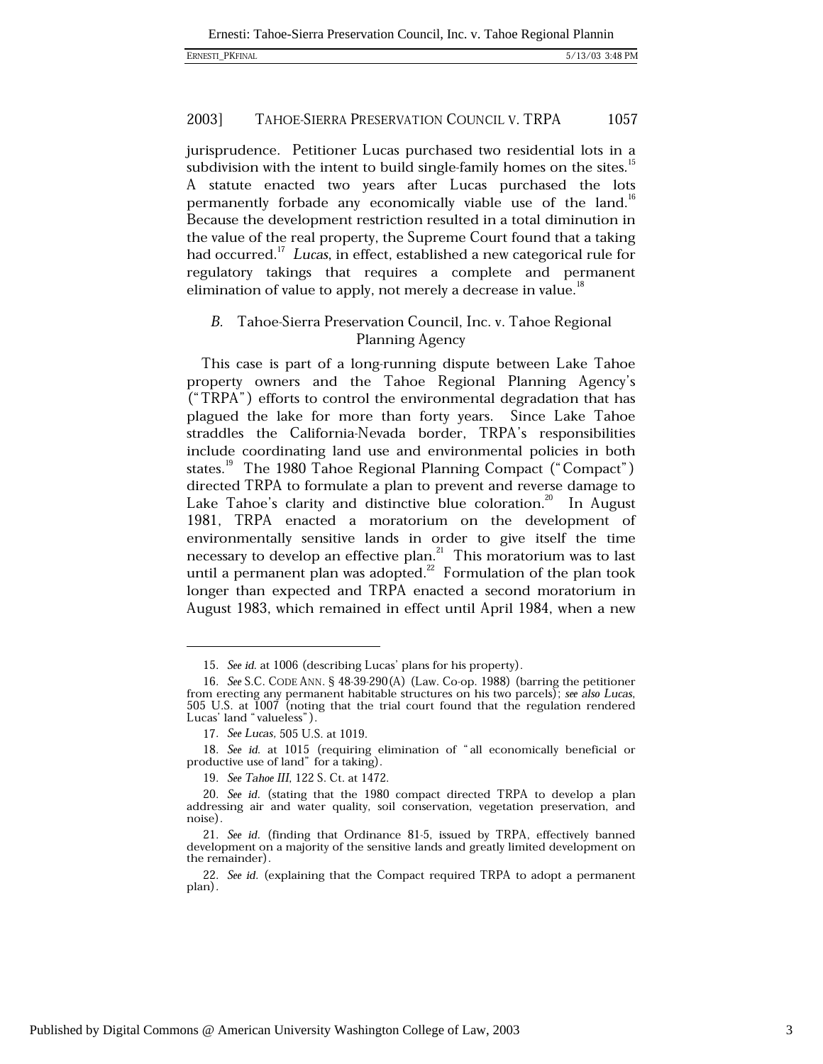jurisprudence. Petitioner Lucas purchased two residential lots in a subdivision with the intent to build single-family homes on the sites.[15] A statute enacted two years after Lucas purchased the lots permanently forbade any economically viable use of the land.[16] Because the development restriction resulted in a total diminution in the value of the real property, the Supreme Court found that a taking had occurred.[17] *Lucas*, in effect, established a new categorical rule for regulatory takings that requires a complete and permanent elimination of value to apply, not merely a decrease in value.[18]

### *B.* Tahoe-Sierra Preservation Council, Inc. v. Tahoe Regional Planning Agency

This case is part of a long-running dispute between Lake Tahoe property owners and the Tahoe Regional Planning Agency's ("TRPA") efforts to control the environmental degradation that has plagued the lake for more than forty years. Since Lake Tahoe straddles the California-Nevada border, TRPA's responsibilities include coordinating land use and environmental policies in both states.[19] The 1980 Tahoe Regional Planning Compact ("Compact") directed TRPA to formulate a plan to prevent and reverse damage to Lake Tahoe's clarity and distinctive blue coloration.[20] In August 1981, TRPA enacted a moratorium on the development of environmentally sensitive lands in order to give itself the time necessary to develop an effective plan.[21] This moratorium was to last until a permanent plan was adopted.[22] Formulation of the plan took longer than expected and TRPA enacted a second moratorium in August 1983, which remained in effect until April 1984, when a new

---

15. *See id.* at 1006 (describing Lucas' plans for his property).

16. *See* S.C. CODE ANN. § 48-39-290(A) (Law. Co-op. 1988) (barring the petitioner from erecting any permanent habitable structures on his two parcels); *see also Lucas*, 505 U.S. at 1007 (noting that the trial court found that the regulation rendered Lucas' land "valueless").

17. *See Lucas*, 505 U.S. at 1019.

18. *See id.* at 1015 (requiring elimination of "all economically beneficial or productive use of land" for a taking).

19. *See Tahoe III*, 122 S. Ct. at 1472.

20. *See id.* (stating that the 1980 compact directed TRPA to develop a plan addressing air and water quality, soil conservation, vegetation preservation, and noise).

21. *See id.* (finding that Ordinance 81-5, issued by TRPA, effectively banned development on a majority of the sensitive lands and greatly limited development on the remainder).

22. *See id.* (explaining that the Compact required TRPA to adopt a permanent plan).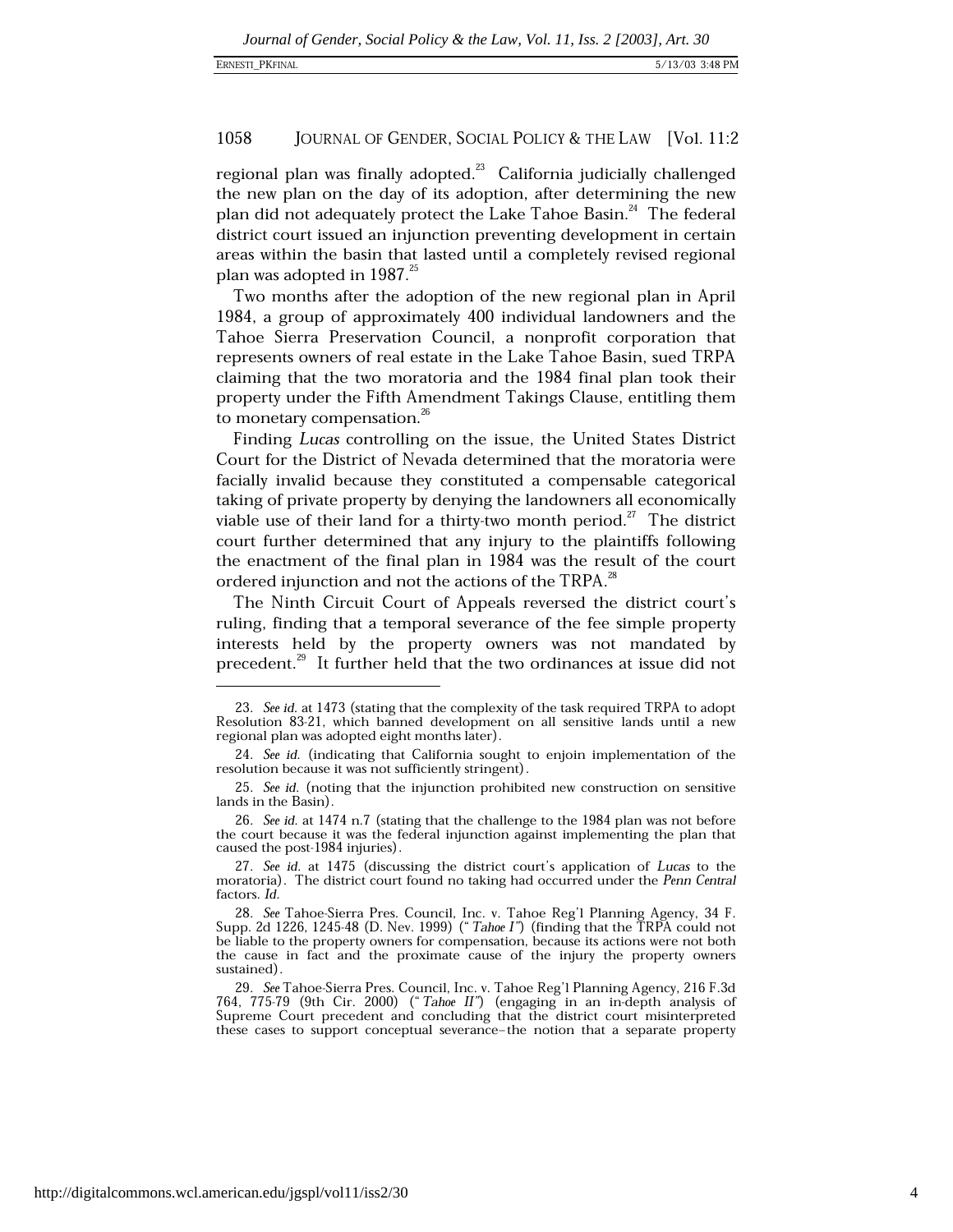regional plan was finally adopted.[23] California judicially challenged the new plan on the day of its adoption, after determining the new plan did not adequately protect the Lake Tahoe Basin.[24] The federal district court issued an injunction preventing development in certain areas within the basin that lasted until a completely revised regional plan was adopted in 1987.[25]

Two months after the adoption of the new regional plan in April 1984, a group of approximately 400 individual landowners and the Tahoe Sierra Preservation Council, a nonprofit corporation that represents owners of real estate in the Lake Tahoe Basin, sued TRPA claiming that the two moratoria and the 1984 final plan took their property under the Fifth Amendment Takings Clause, entitling them to monetary compensation.[26]

Finding *Lucas* controlling on the issue, the United States District Court for the District of Nevada determined that the moratoria were facially invalid because they constituted a compensable categorical taking of private property by denying the landowners all economically viable use of their land for a thirty-two month period.[27] The district court further determined that any injury to the plaintiffs following the enactment of the final plan in 1984 was the result of the court ordered injunction and not the actions of the TRPA.[28]

The Ninth Circuit Court of Appeals reversed the district court's ruling, finding that a temporal severance of the fee simple property interests held by the property owners was not mandated by precedent.[29] It further held that the two ordinances at issue did not

---

23. *See id.* at 1473 (stating that the complexity of the task required TRPA to adopt Resolution 83-21, which banned development on all sensitive lands until a new regional plan was adopted eight months later).

24. *See id.* (indicating that California sought to enjoin implementation of the resolution because it was not sufficiently stringent).

25. *See id.* (noting that the injunction prohibited new construction on sensitive lands in the Basin).

26. *See id.* at 1474 n.7 (stating that the challenge to the 1984 plan was not before the court because it was the federal injunction against implementing the plan that caused the post-1984 injuries).

27. *See id.* at 1475 (discussing the district court's application of *Lucas* to the moratoria). The district court found no taking had occurred under the *Penn Central* factors. *Id.*

28. *See* Tahoe-Sierra Pres. Council, Inc. v. Tahoe Reg'l Planning Agency, 34 F. Supp. 2d 1226, 1245-48 (D. Nev. 1999) ("*Tahoe I*") (finding that the TRPA could not be liable to the property owners for compensation, because its actions were not both the cause in fact and the proximate cause of the injury the property owners sustained).

29. *See* Tahoe-Sierra Pres. Council, Inc. v. Tahoe Reg'l Planning Agency, 216 F.3d 764, 775-79 (9th Cir. 2000) ("*Tahoe II*") (engaging in an in-depth analysis of Supreme Court precedent and concluding that the district court misinterpreted these cases to support conceptual severance–the notion that a separate property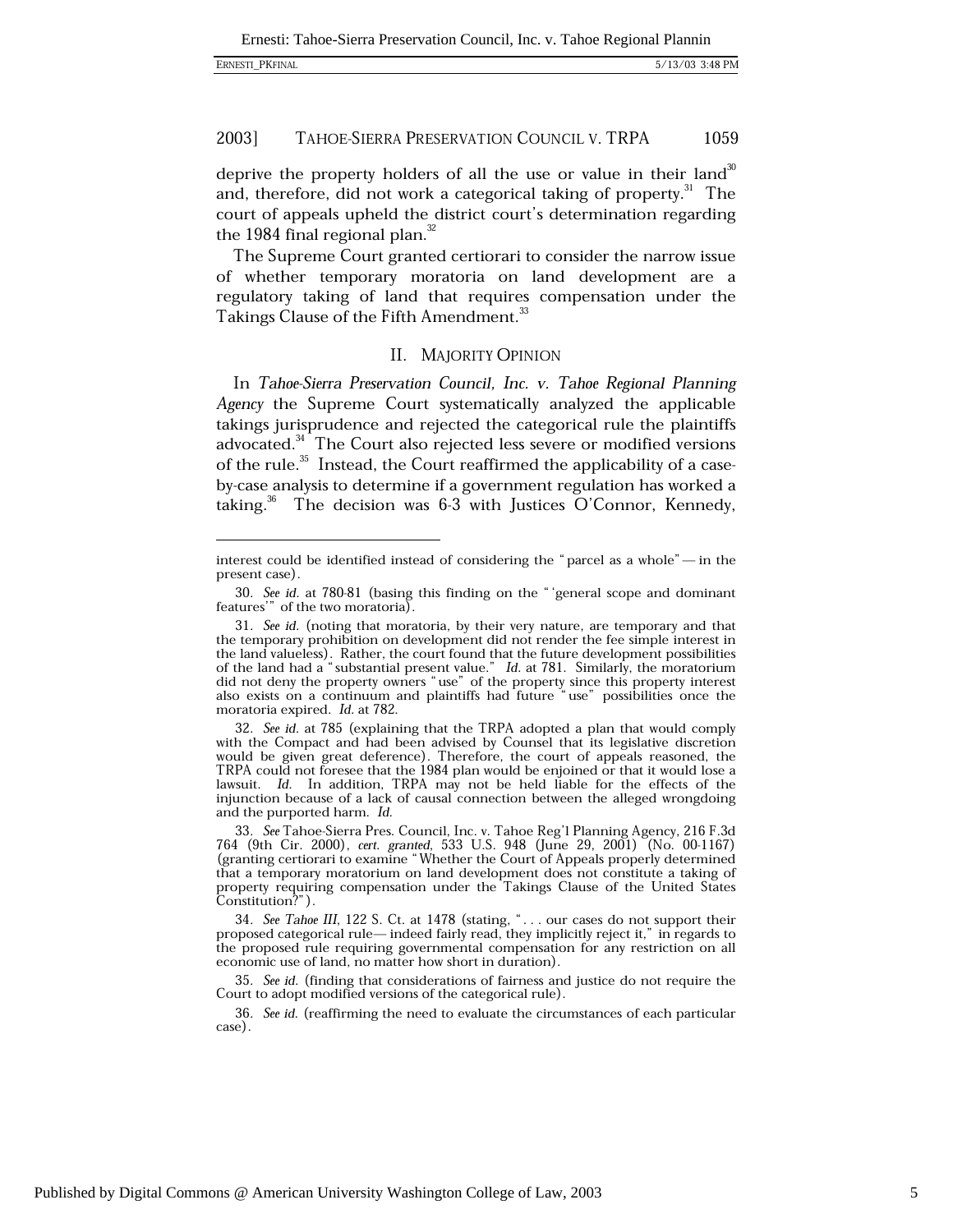deprive the property holders of all the use or value in their land[30] and, therefore, did not work a categorical taking of property.[31] The court of appeals upheld the district court's determination regarding the 1984 final regional plan.[32]

The Supreme Court granted certiorari to consider the narrow issue of whether temporary moratoria on land development are a regulatory taking of land that requires compensation under the Takings Clause of the Fifth Amendment.[33]

## II. MAJORITY OPINION

In *Tahoe-Sierra Preservation Council, Inc. v. Tahoe Regional Planning Agency* the Supreme Court systematically analyzed the applicable takings jurisprudence and rejected the categorical rule the plaintiffs advocated.[34] The Court also rejected less severe or modified versions of the rule.[35] Instead, the Court reaffirmed the applicability of a case-by-case analysis to determine if a government regulation has worked a taking.[36] The decision was 6-3 with Justices O'Connor, Kennedy,

---

interest could be identified instead of considering the "parcel as a whole"— in the present case).

30. *See id.* at 780-81 (basing this finding on the "'general scope and dominant features'" of the two moratoria).

31. *See id.* (noting that moratoria, by their very nature, are temporary and that the temporary prohibition on development did not render the fee simple interest in the land valueless). Rather, the court found that the future development possibilities of the land had a "substantial present value." *Id.* at 781. Similarly, the moratorium did not deny the property owners "use" of the property since this property interest also exists on a continuum and plaintiffs had future "use" possibilities once the moratoria expired. *Id.* at 782.

32. *See id.* at 785 (explaining that the TRPA adopted a plan that would comply with the Compact and had been advised by Counsel that its legislative discretion would be given great deference). Therefore, the court of appeals reasoned, the TRPA could not foresee that the 1984 plan would be enjoined or that it would lose a lawsuit. *Id.* In addition, TRPA may not be held liable for the effects of the injunction because of a lack of causal connection between the alleged wrongdoing and the purported harm. *Id.*

33. *See* Tahoe-Sierra Pres. Council, Inc. v. Tahoe Reg'l Planning Agency, 216 F.3d 764 (9th Cir. 2000), *cert. granted*, 533 U.S. 948 (June 29, 2001) (No. 00-1167) (granting certiorari to examine "Whether the Court of Appeals properly determined that a temporary moratorium on land development does not constitute a taking of property requiring compensation under the Takings Clause of the United States Constitution?").

34. *See Tahoe III*, 122 S. Ct. at 1478 (stating, ". . . our cases do not support their proposed categorical rule— indeed fairly read, they implicitly reject it," in regards to the proposed rule requiring governmental compensation for any restriction on all economic use of land, no matter how short in duration).

35. *See id.* (finding that considerations of fairness and justice do not require the Court to adopt modified versions of the categorical rule).

36. *See id.* (reaffirming the need to evaluate the circumstances of each particular case).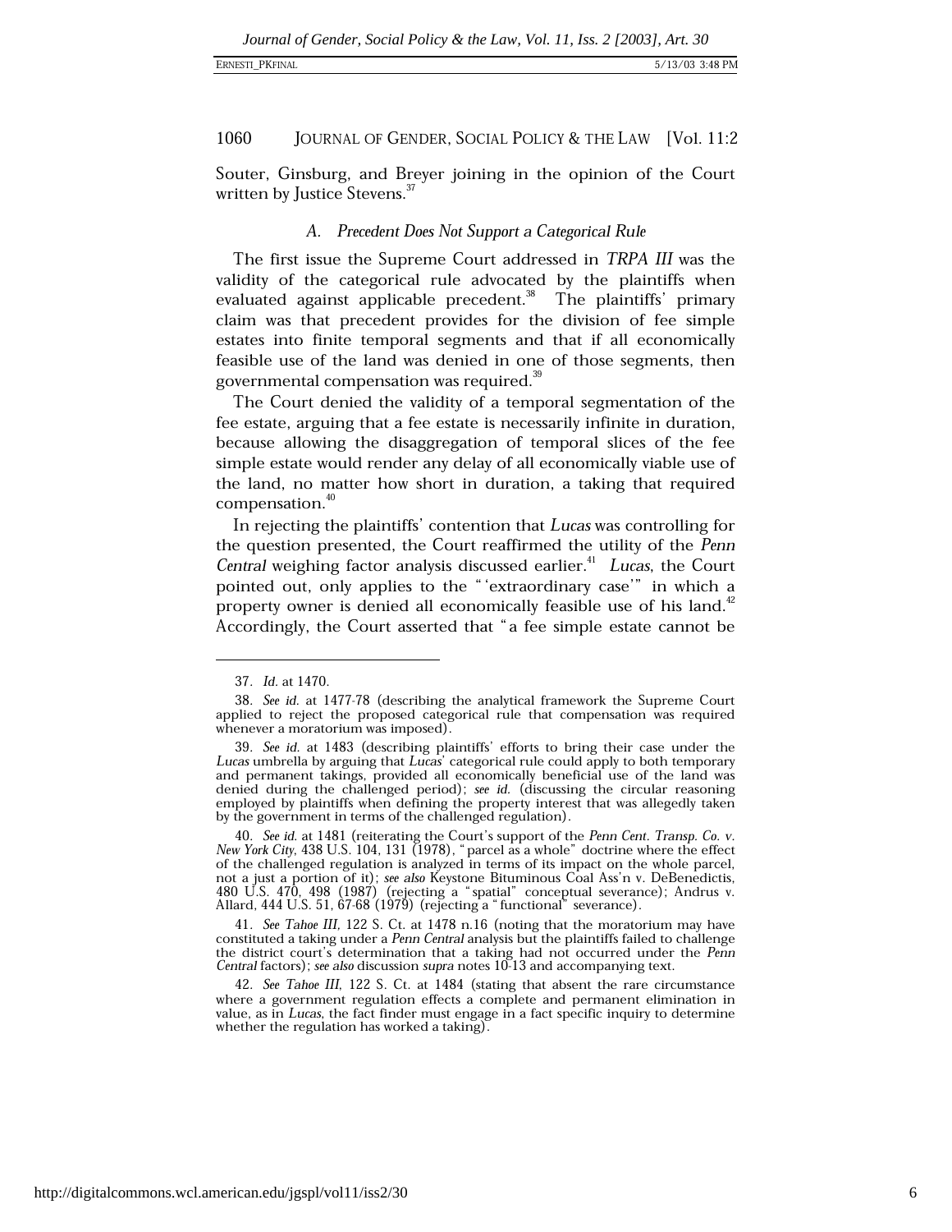Souter, Ginsburg, and Breyer joining in the opinion of the Court written by Justice Stevens.[37]

### A. *Precedent Does Not Support a Categorical Rule*

The first issue the Supreme Court addressed in *TRPA III* was the validity of the categorical rule advocated by the plaintiffs when evaluated against applicable precedent.[38] The plaintiffs' primary claim was that precedent provides for the division of fee simple estates into finite temporal segments and that if all economically feasible use of the land was denied in one of those segments, then governmental compensation was required.[39]

The Court denied the validity of a temporal segmentation of the fee estate, arguing that a fee estate is necessarily infinite in duration, because allowing the disaggregation of temporal slices of the fee simple estate would render any delay of all economically viable use of the land, no matter how short in duration, a taking that required compensation.[40]

In rejecting the plaintiffs' contention that *Lucas* was controlling for the question presented, the Court reaffirmed the utility of the *Penn Central* weighing factor analysis discussed earlier.[41] *Lucas*, the Court pointed out, only applies to the "'extraordinary case'" in which a property owner is denied all economically feasible use of his land.[42] Accordingly, the Court asserted that "a fee simple estate cannot be

---

37. *Id.* at 1470.

38. *See id.* at 1477-78 (describing the analytical framework the Supreme Court applied to reject the proposed categorical rule that compensation was required whenever a moratorium was imposed).

39. *See id.* at 1483 (describing plaintiffs' efforts to bring their case under the *Lucas* umbrella by arguing that *Lucas*' categorical rule could apply to both temporary and permanent takings, provided all economically beneficial use of the land was denied during the challenged period); *see id.* (discussing the circular reasoning employed by plaintiffs when defining the property interest that was allegedly taken by the government in terms of the challenged regulation).

40. *See id.* at 1481 (reiterating the Court's support of the *Penn Cent. Transp. Co. v. New York City*, 438 U.S. 104, 131 (1978), "parcel as a whole" doctrine where the effect of the challenged regulation is analyzed in terms of its impact on the whole parcel, not a just a portion of it); *see also* Keystone Bituminous Coal Ass'n v. DeBenedictis, 480 U.S. 470, 498 (1987) (rejecting a "spatial" conceptual severance); Andrus v. Allard, 444 U.S. 51, 67-68 (1979) (rejecting a "functional" severance).

41. *See Tahoe III*, 122 S. Ct. at 1478 n.16 (noting that the moratorium may have constituted a taking under a *Penn Central* analysis but the plaintiffs failed to challenge the district court's determination that a taking had not occurred under the *Penn Central* factors); *see also* discussion *supra* notes 10-13 and accompanying text.

42. *See Tahoe III*, 122 S. Ct. at 1484 (stating that absent the rare circumstance where a government regulation effects a complete and permanent elimination in value, as in *Lucas*, the fact finder must engage in a fact specific inquiry to determine whether the regulation has worked a taking).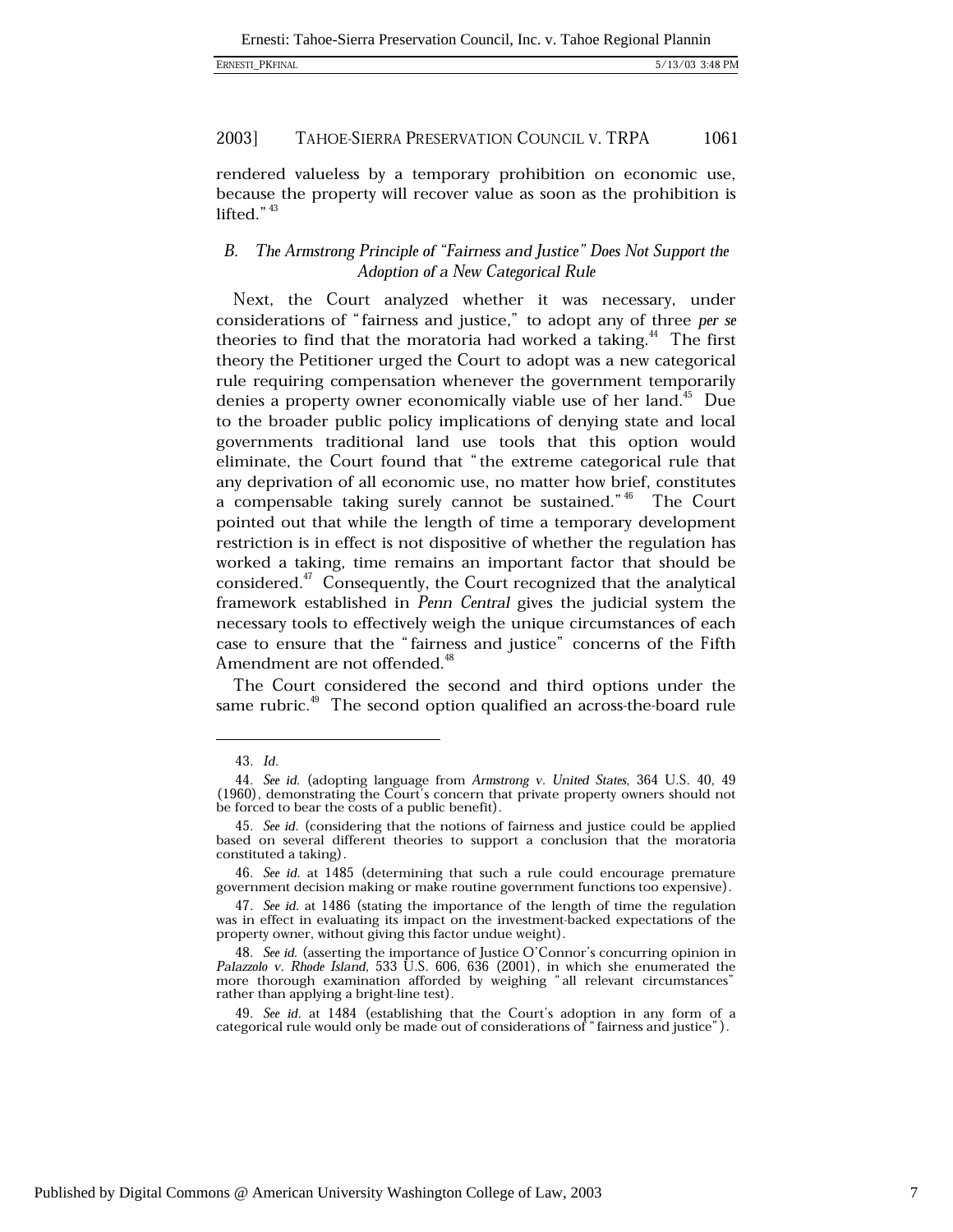rendered valueless by a temporary prohibition on economic use, because the property will recover value as soon as the prohibition is lifted."[43]

### *B. The Armstrong Principle of "Fairness and Justice" Does Not Support the Adoption of a New Categorical Rule*

Next, the Court analyzed whether it was necessary, under considerations of "fairness and justice," to adopt any of three *per se* theories to find that the moratoria had worked a taking.[44] The first theory the Petitioner urged the Court to adopt was a new categorical rule requiring compensation whenever the government temporarily denies a property owner economically viable use of her land.[45] Due to the broader public policy implications of denying state and local governments traditional land use tools that this option would eliminate, the Court found that "the extreme categorical rule that any deprivation of all economic use, no matter how brief, constitutes a compensable taking surely cannot be sustained."[46] The Court pointed out that while the length of time a temporary development restriction is in effect is not dispositive of whether the regulation has worked a taking, time remains an important factor that should be considered.[47] Consequently, the Court recognized that the analytical framework established in *Penn Central* gives the judicial system the necessary tools to effectively weigh the unique circumstances of each case to ensure that the "fairness and justice" concerns of the Fifth Amendment are not offended.[48]

The Court considered the second and third options under the same rubric.[49] The second option qualified an across-the-board rule

---

43. *Id.*

44. *See id.* (adopting language from *Armstrong v. United States*, 364 U.S. 40, 49 (1960), demonstrating the Court's concern that private property owners should not be forced to bear the costs of a public benefit).

45. *See id.* (considering that the notions of fairness and justice could be applied based on several different theories to support a conclusion that the moratoria constituted a taking).

46. *See id.* at 1485 (determining that such a rule could encourage premature government decision making or make routine government functions too expensive).

47. *See id.* at 1486 (stating the importance of the length of time the regulation was in effect in evaluating its impact on the investment-backed expectations of the property owner, without giving this factor undue weight).

48. *See id.* (asserting the importance of Justice O'Connor's concurring opinion in *Palazzolo v. Rhode Island*, 533 U.S. 606, 636 (2001), in which she enumerated the more thorough examination afforded by weighing "all relevant circumstances" rather than applying a bright-line test).

49. *See id.* at 1484 (establishing that the Court's adoption in any form of a categorical rule would only be made out of considerations of "fairness and justice").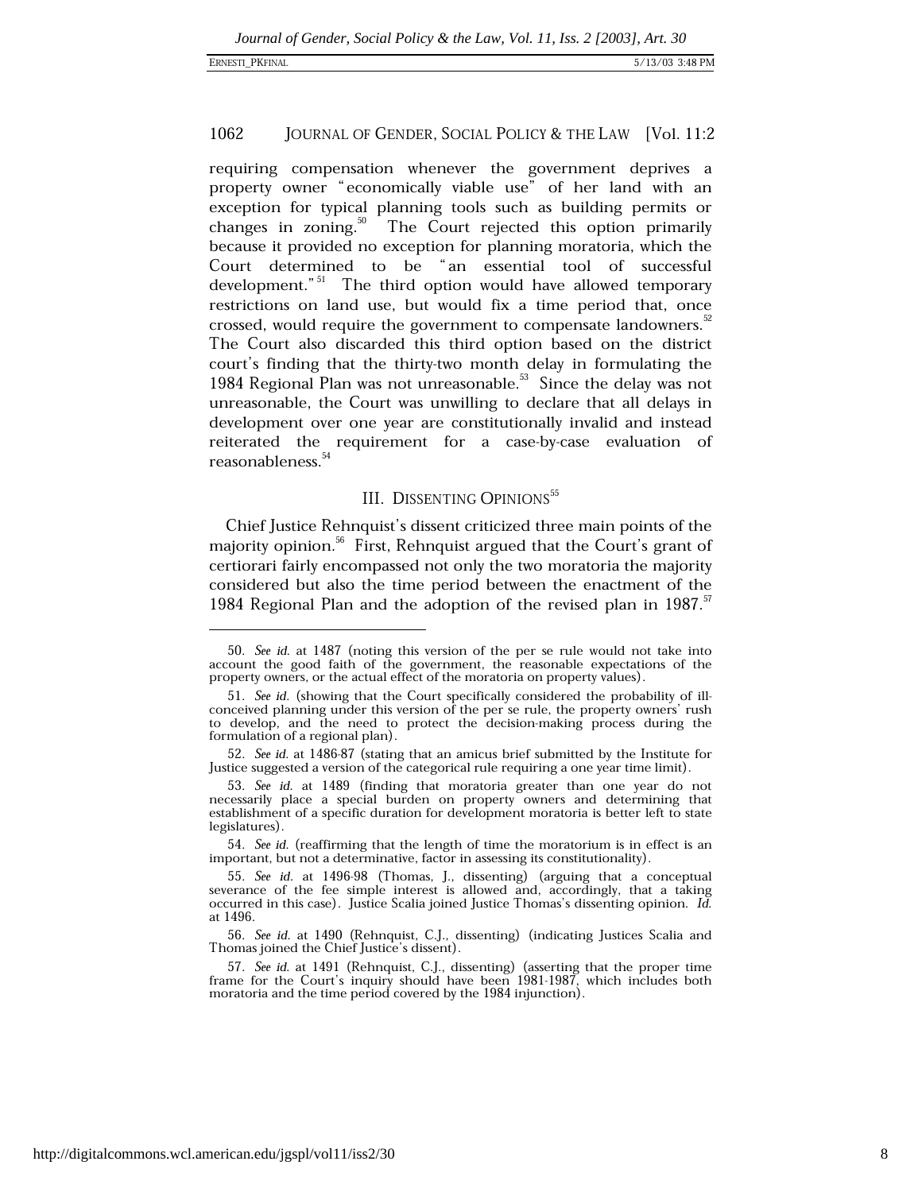requiring compensation whenever the government deprives a property owner "economically viable use" of her land with an exception for typical planning tools such as building permits or changes in zoning.[50] The Court rejected this option primarily because it provided no exception for planning moratoria, which the Court determined to be "an essential tool of successful development."[51] The third option would have allowed temporary restrictions on land use, but would fix a time period that, once crossed, would require the government to compensate landowners.[52] The Court also discarded this third option based on the district court's finding that the thirty-two month delay in formulating the 1984 Regional Plan was not unreasonable.[53] Since the delay was not unreasonable, the Court was unwilling to declare that all delays in development over one year are constitutionally invalid and instead reiterated the requirement for a case-by-case evaluation of reasonableness.[54]

## III. DISSENTING OPINIONS[55]

Chief Justice Rehnquist's dissent criticized three main points of the majority opinion.[56] First, Rehnquist argued that the Court's grant of certiorari fairly encompassed not only the two moratoria the majority considered but also the time period between the enactment of the 1984 Regional Plan and the adoption of the revised plan in 1987.[57]

---

50. *See id.* at 1487 (noting this version of the per se rule would not take into account the good faith of the government, the reasonable expectations of the property owners, or the actual effect of the moratoria on property values).

51. *See id.* (showing that the Court specifically considered the probability of ill-conceived planning under this version of the per se rule, the property owners' rush to develop, and the need to protect the decision-making process during the formulation of a regional plan).

52. *See id.* at 1486-87 (stating that an amicus brief submitted by the Institute for Justice suggested a version of the categorical rule requiring a one year time limit).

53. *See id.* at 1489 (finding that moratoria greater than one year do not necessarily place a special burden on property owners and determining that establishment of a specific duration for development moratoria is better left to state legislatures).

54. *See id.* (reaffirming that the length of time the moratorium is in effect is an important, but not a determinative, factor in assessing its constitutionality).

55. *See id.* at 1496-98 (Thomas, J., dissenting) (arguing that a conceptual severance of the fee simple interest is allowed and, accordingly, that a taking occurred in this case). Justice Scalia joined Justice Thomas's dissenting opinion. *Id.* at 1496.

56. *See id.* at 1490 (Rehnquist, C.J., dissenting) (indicating Justices Scalia and Thomas joined the Chief Justice's dissent).

57. *See id.* at 1491 (Rehnquist, C.J., dissenting) (asserting that the proper time frame for the Court's inquiry should have been 1981-1987, which includes both moratoria and the time period covered by the 1984 injunction).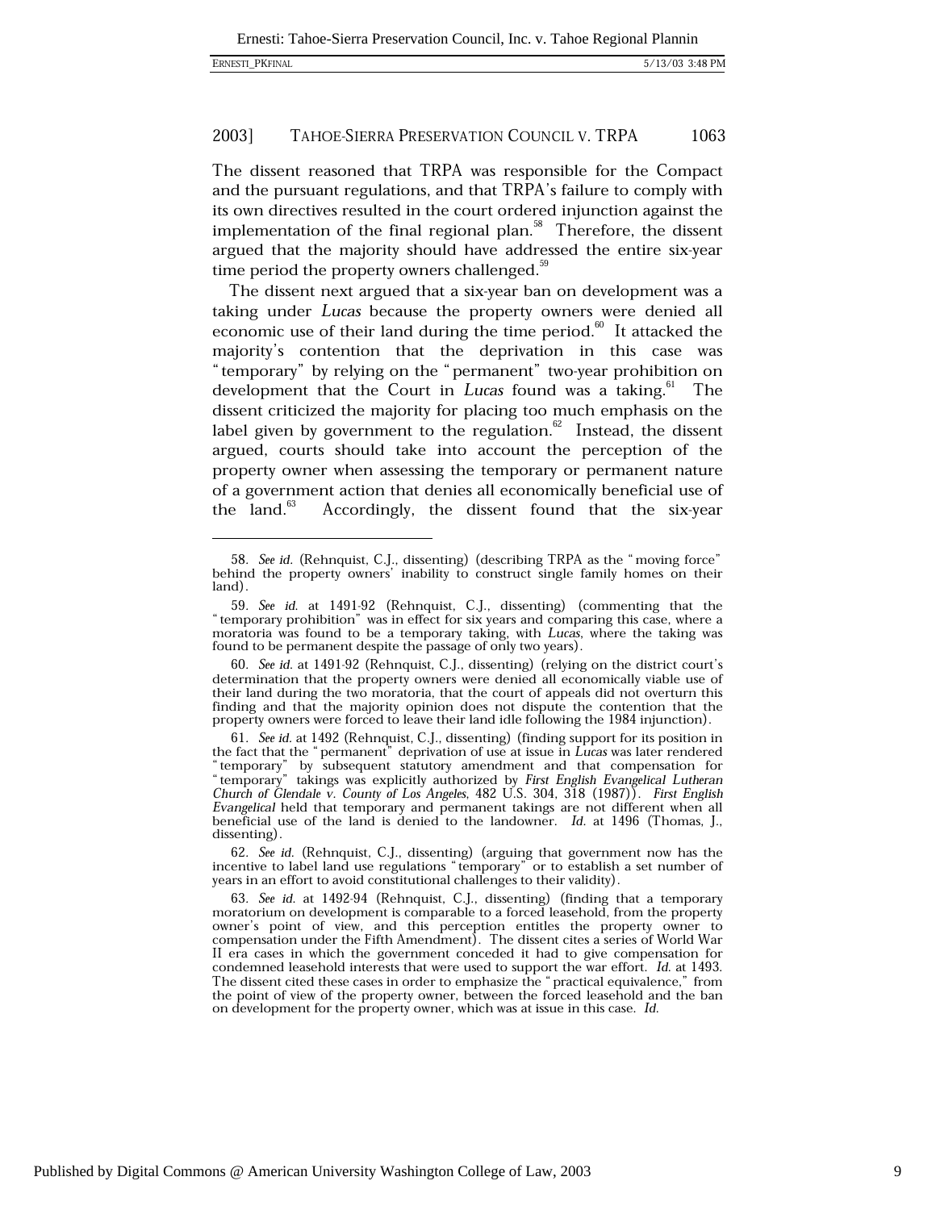The dissent reasoned that TRPA was responsible for the Compact and the pursuant regulations, and that TRPA's failure to comply with its own directives resulted in the court ordered injunction against the implementation of the final regional plan.[58] Therefore, the dissent argued that the majority should have addressed the entire six-year time period the property owners challenged.[59]

The dissent next argued that a six-year ban on development was a taking under *Lucas* because the property owners were denied all economic use of their land during the time period.[60] It attacked the majority's contention that the deprivation in this case was "temporary" by relying on the "permanent" two-year prohibition on development that the Court in *Lucas* found was a taking.[61] The dissent criticized the majority for placing too much emphasis on the label given by government to the regulation.[62] Instead, the dissent argued, courts should take into account the perception of the property owner when assessing the temporary or permanent nature of a government action that denies all economically beneficial use of the land.[63] Accordingly, the dissent found that the six-year

---

58. *See id.* (Rehnquist, C.J., dissenting) (describing TRPA as the "moving force" behind the property owners' inability to construct single family homes on their land).

59. *See id.* at 1491-92 (Rehnquist, C.J., dissenting) (commenting that the "temporary prohibition" was in effect for six years and comparing this case, where a moratoria was found to be a temporary taking, with *Lucas*, where the taking was found to be permanent despite the passage of only two years).

60. *See id.* at 1491-92 (Rehnquist, C.J., dissenting) (relying on the district court's determination that the property owners were denied all economically viable use of their land during the two moratoria, that the court of appeals did not overturn this finding and that the majority opinion does not dispute the contention that the property owners were forced to leave their land idle following the 1984 injunction).

61. *See id.* at 1492 (Rehnquist, C.J., dissenting) (finding support for its position in the fact that the "permanent" deprivation of use at issue in *Lucas* was later rendered "temporary" by subsequent statutory amendment and that compensation for "temporary" takings was explicitly authorized by *First English Evangelical Lutheran Church of Glendale v. County of Los Angeles*, 482 U.S. 304, 318 (1987)). *First English Evangelical* held that temporary and permanent takings are not different when all beneficial use of the land is denied to the landowner. *Id.* at 1496 (Thomas, J., dissenting).

62. *See id.* (Rehnquist, C.J., dissenting) (arguing that government now has the incentive to label land use regulations "temporary" or to establish a set number of years in an effort to avoid constitutional challenges to their validity).

63. *See id.* at 1492-94 (Rehnquist, C.J., dissenting) (finding that a temporary moratorium on development is comparable to a forced leasehold, from the property owner's point of view, and this perception entitles the property owner to compensation under the Fifth Amendment). The dissent cites a series of World War II era cases in which the government conceded it had to give compensation for condemned leasehold interests that were used to support the war effort. *Id.* at 1493. The dissent cited these cases in order to emphasize the "practical equivalence," from the point of view of the property owner, between the forced leasehold and the ban on development for the property owner, which was at issue in this case. *Id.*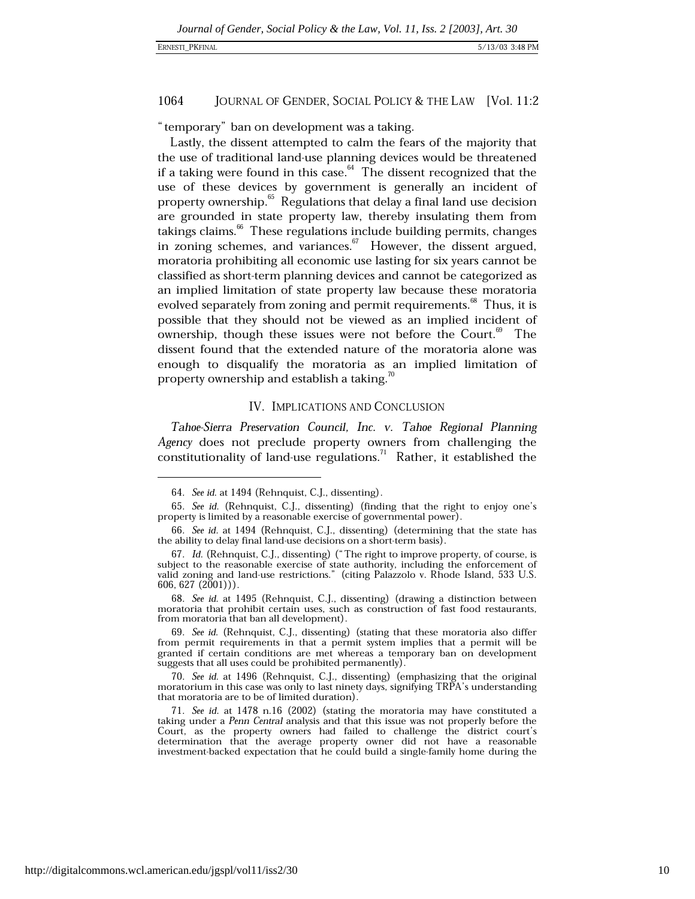"temporary" ban on development was a taking.

Lastly, the dissent attempted to calm the fears of the majority that the use of traditional land-use planning devices would be threatened if a taking were found in this case.[64] The dissent recognized that the use of these devices by government is generally an incident of property ownership.[65] Regulations that delay a final land use decision are grounded in state property law, thereby insulating them from takings claims.[66] These regulations include building permits, changes in zoning schemes, and variances.[67] However, the dissent argued, moratoria prohibiting all economic use lasting for six years cannot be classified as short-term planning devices and cannot be categorized as an implied limitation of state property law because these moratoria evolved separately from zoning and permit requirements.[68] Thus, it is possible that they should not be viewed as an implied incident of ownership, though these issues were not before the Court.[69] The dissent found that the extended nature of the moratoria alone was enough to disqualify the moratoria as an implied limitation of property ownership and establish a taking.[70]

## IV. IMPLICATIONS AND CONCLUSION

*Tahoe-Sierra Preservation Council, Inc. v. Tahoe Regional Planning Agency* does not preclude property owners from challenging the constitutionality of land-use regulations.[71] Rather, it established the

---

64. *See id.* at 1494 (Rehnquist, C.J., dissenting).

65. *See id.* (Rehnquist, C.J., dissenting) (finding that the right to enjoy one's property is limited by a reasonable exercise of governmental power).

66. *See id.* at 1494 (Rehnquist, C.J., dissenting) (determining that the state has the ability to delay final land-use decisions on a short-term basis).

67. *Id.* (Rehnquist, C.J., dissenting) ("The right to improve property, of course, is subject to the reasonable exercise of state authority, including the enforcement of valid zoning and land-use restrictions." (citing Palazzolo v. Rhode Island, 533 U.S. 606, 627 (2001))).

68. *See id.* at 1495 (Rehnquist, C.J., dissenting) (drawing a distinction between moratoria that prohibit certain uses, such as construction of fast food restaurants, from moratoria that ban all development).

69. *See id.* (Rehnquist, C.J., dissenting) (stating that these moratoria also differ from permit requirements in that a permit system implies that a permit will be granted if certain conditions are met whereas a temporary ban on development suggests that all uses could be prohibited permanently).

70. *See id.* at 1496 (Rehnquist, C.J., dissenting) (emphasizing that the original moratorium in this case was only to last ninety days, signifying TRPA's understanding that moratoria are to be of limited duration).

71. *See id.* at 1478 n.16 (2002) (stating the moratoria may have constituted a taking under a *Penn Central* analysis and that this issue was not properly before the Court, as the property owners had failed to challenge the district court's determination that the average property owner did not have a reasonable investment-backed expectation that he could build a single-family home during the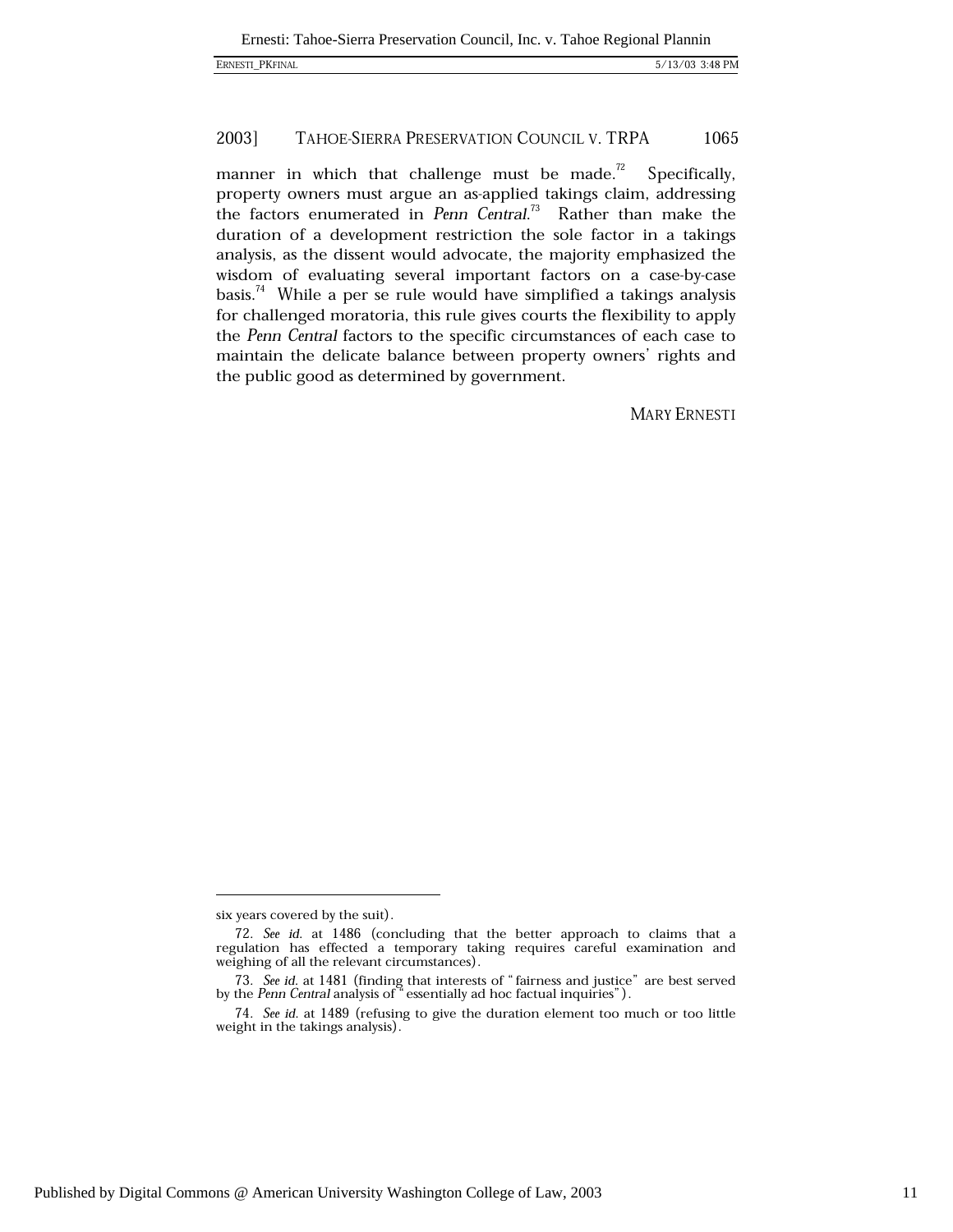manner in which that challenge must be made.[72] Specifically, property owners must argue an as-applied takings claim, addressing the factors enumerated in *Penn Central*.[73] Rather than make the duration of a development restriction the sole factor in a takings analysis, as the dissent would advocate, the majority emphasized the wisdom of evaluating several important factors on a case-by-case basis.[74] While a per se rule would have simplified a takings analysis for challenged moratoria, this rule gives courts the flexibility to apply the *Penn Central* factors to the specific circumstances of each case to maintain the delicate balance between property owners' rights and the public good as determined by government.

MARY ERNESTI

---

six years covered by the suit).

72. *See id.* at 1486 (concluding that the better approach to claims that a regulation has effected a temporary taking requires careful examination and weighing of all the relevant circumstances).

73. *See id.* at 1481 (finding that interests of "fairness and justice" are best served by the *Penn Central* analysis of "essentially ad hoc factual inquiries").

74. *See id.* at 1489 (refusing to give the duration element too much or too little weight in the takings analysis).